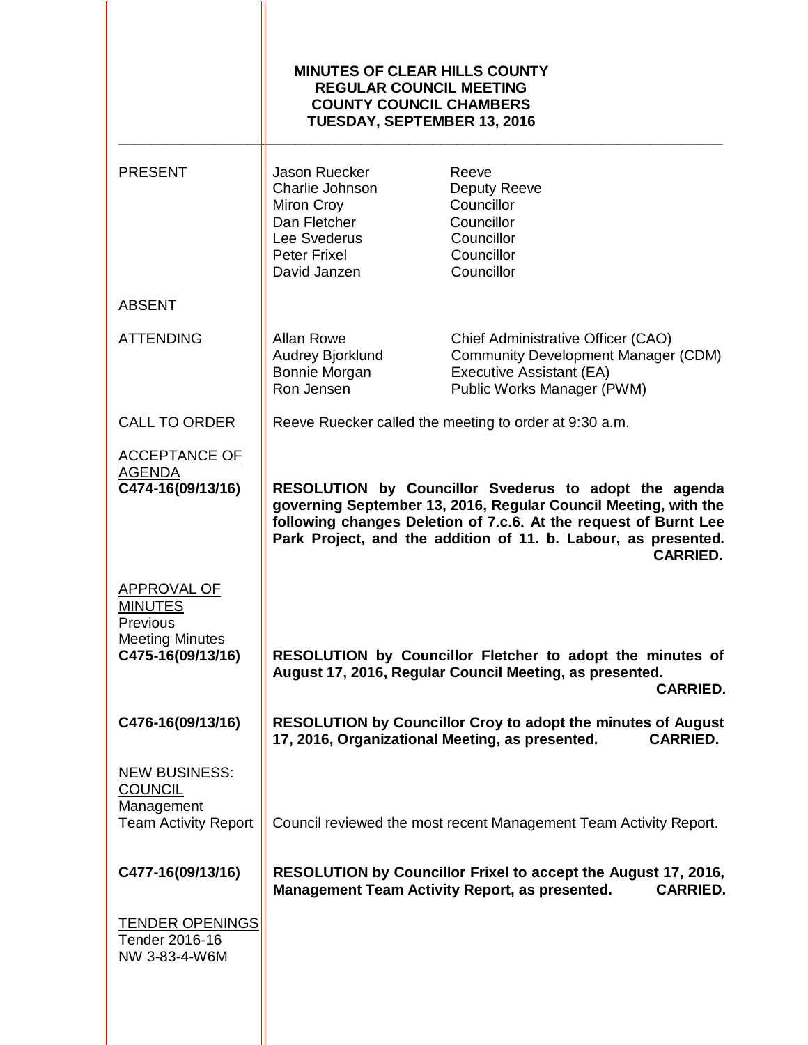# MINUTES OF CLEAR HILLS COUNTY
## REGULAR COUNCIL MEETING
## COUNTY COUNCIL CHAMBERS
## TUESDAY, SEPTEMBER 13, 2016

| | | |
|---|---|---|
| PRESENT | Jason Ruecker | Reeve |
| | Charlie Johnson | Deputy Reeve |
| | Miron Croy | Councillor |
| | Dan Fletcher | Councillor |
| | Lee Svederus | Councillor |
| | Peter Frixel | Councillor |
| | David Janzen | Councillor |
| ABSENT | | |
| ATTENDING | Allan Rowe | Chief Administrative Officer (CAO) |
| | Audrey Bjorklund | Community Development Manager (CDM) |
| | Bonnie Morgan | Executive Assistant (EA) |
| | Ron Jensen | Public Works Manager (PWM) |

**CALL TO ORDER**

Reeve Ruecker called the meeting to order at 9:30 a.m.

**ACCEPTANCE OF AGENDA**

**C474-16(09/13/16)**

**RESOLUTION by Councillor Svederus to adopt the agenda governing September 13, 2016, Regular Council Meeting, with the following changes Deletion of 7.c.6. At the request of Burnt Lee Park Project, and the addition of 11. b. Labour, as presented. CARRIED.**

**APPROVAL OF MINUTES**

Previous Meeting Minutes

**C475-16(09/13/16)**

**RESOLUTION by Councillor Fletcher to adopt the minutes of August 17, 2016, Regular Council Meeting, as presented. CARRIED.**

**C476-16(09/13/16)**

**RESOLUTION by Councillor Croy to adopt the minutes of August 17, 2016, Organizational Meeting, as presented. CARRIED.**

**NEW BUSINESS: COUNCIL**

Management Team Activity Report

Council reviewed the most recent Management Team Activity Report.

**C477-16(09/13/16)**

**RESOLUTION by Councillor Frixel to accept the August 17, 2016, Management Team Activity Report, as presented. CARRIED.**

**TENDER OPENINGS**

Tender 2016-16
NW 3-83-4-W6M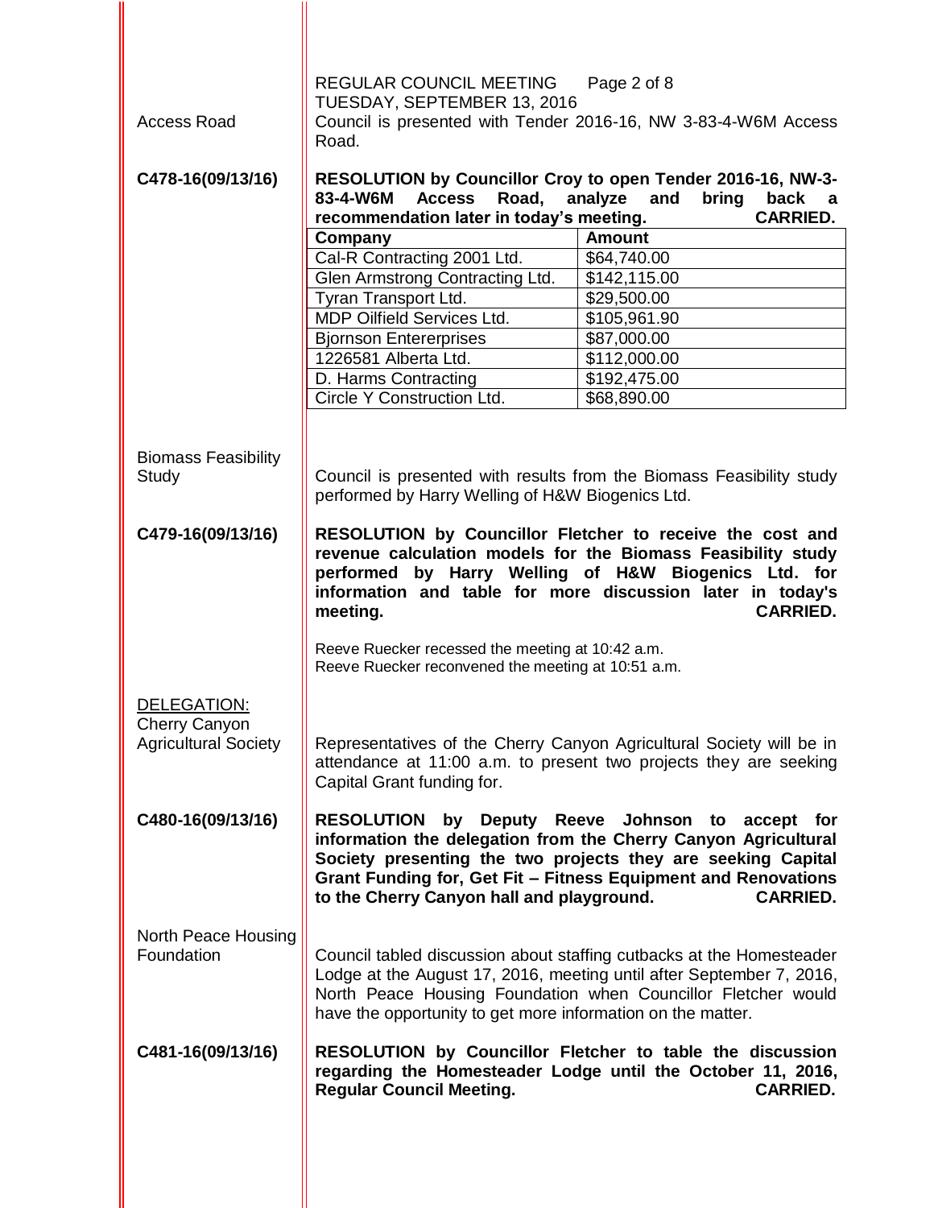Access Road

Council is presented with Tender 2016-16, NW 3-83-4-W6M Access Road.

**C478-16(09/13/16)**

**RESOLUTION by Councillor Croy to open Tender 2016-16, NW-3-83-4-W6M Access Road, analyze and bring back a recommendation later in today's meeting. CARRIED.**

| Company | Amount |
|---|---|
| Cal-R Contracting 2001 Ltd. | $64,740.00 |
| Glen Armstrong Contracting Ltd. | $142,115.00 |
| Tyran Transport Ltd. | $29,500.00 |
| MDP Oilfield Services Ltd. | $105,961.90 |
| Bjornson Entererprises | $87,000.00 |
| 1226581 Alberta Ltd. | $112,000.00 |
| D. Harms Contracting | $192,475.00 |
| Circle Y Construction Ltd. | $68,890.00 |

Biomass Feasibility Study

Council is presented with results from the Biomass Feasibility study performed by Harry Welling of H&W Biogenics Ltd.

**C479-16(09/13/16)**

**RESOLUTION by Councillor Fletcher to receive the cost and revenue calculation models for the Biomass Feasibility study performed by Harry Welling of H&W Biogenics Ltd. for information and table for more discussion later in today's meeting. CARRIED.**

Reeve Ruecker recessed the meeting at 10:42 a.m.
Reeve Ruecker reconvened the meeting at 10:51 a.m.

DELEGATION:
Cherry Canyon Agricultural Society

Representatives of the Cherry Canyon Agricultural Society will be in attendance at 11:00 a.m. to present two projects they are seeking Capital Grant funding for.

**C480-16(09/13/16)**

**RESOLUTION by Deputy Reeve Johnson to accept for information the delegation from the Cherry Canyon Agricultural Society presenting the two projects they are seeking Capital Grant Funding for, Get Fit – Fitness Equipment and Renovations to the Cherry Canyon hall and playground. CARRIED.**

North Peace Housing Foundation

Council tabled discussion about staffing cutbacks at the Homesteader Lodge at the August 17, 2016, meeting until after September 7, 2016, North Peace Housing Foundation when Councillor Fletcher would have the opportunity to get more information on the matter.

**C481-16(09/13/16)**

**RESOLUTION by Councillor Fletcher to table the discussion regarding the Homesteader Lodge until the October 11, 2016, Regular Council Meeting. CARRIED.**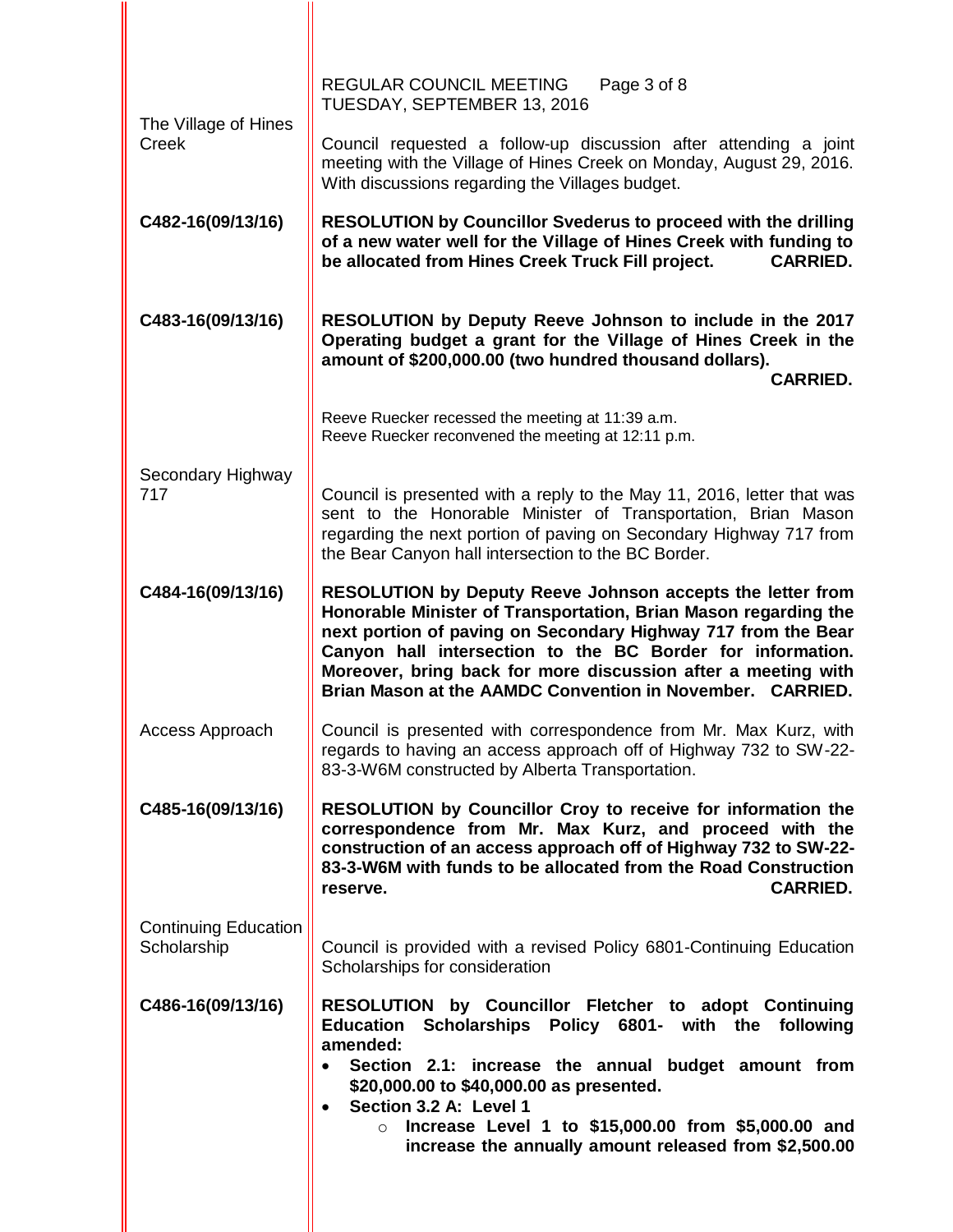REGULAR COUNCIL MEETING Page 3 of 8
TUESDAY, SEPTEMBER 13, 2016

The Village of Hines Creek

Council requested a follow-up discussion after attending a joint meeting with the Village of Hines Creek on Monday, August 29, 2016. With discussions regarding the Villages budget.

**C482-16(09/13/16)**

**RESOLUTION by Councillor Svederus to proceed with the drilling of a new water well for the Village of Hines Creek with funding to be allocated from Hines Creek Truck Fill project. CARRIED.**

**C483-16(09/13/16)**

**RESOLUTION by Deputy Reeve Johnson to include in the 2017 Operating budget a grant for the Village of Hines Creek in the amount of $200,000.00 (two hundred thousand dollars). CARRIED.**

Reeve Ruecker recessed the meeting at 11:39 a.m.
Reeve Ruecker reconvened the meeting at 12:11 p.m.

Secondary Highway 717

Council is presented with a reply to the May 11, 2016, letter that was sent to the Honorable Minister of Transportation, Brian Mason regarding the next portion of paving on Secondary Highway 717 from the Bear Canyon hall intersection to the BC Border.

**C484-16(09/13/16)**

**RESOLUTION by Deputy Reeve Johnson accepts the letter from Honorable Minister of Transportation, Brian Mason regarding the next portion of paving on Secondary Highway 717 from the Bear Canyon hall intersection to the BC Border for information. Moreover, bring back for more discussion after a meeting with Brian Mason at the AAMDC Convention in November. CARRIED.**

Access Approach

Council is presented with correspondence from Mr. Max Kurz, with regards to having an access approach off of Highway 732 to SW-22-83-3-W6M constructed by Alberta Transportation.

**C485-16(09/13/16)**

**RESOLUTION by Councillor Croy to receive for information the correspondence from Mr. Max Kurz, and proceed with the construction of an access approach off of Highway 732 to SW-22-83-3-W6M with funds to be allocated from the Road Construction reserve. CARRIED.**

Continuing Education Scholarship

Council is provided with a revised Policy 6801-Continuing Education Scholarships for consideration

**C486-16(09/13/16)**

**RESOLUTION by Councillor Fletcher to adopt Continuing Education Scholarships Policy 6801- with the following amended:**

- **Section 2.1: increase the annual budget amount from $20,000.00 to $40,000.00 as presented.**
- **Section 3.2 A: Level 1**
  - **Increase Level 1 to $15,000.00 from $5,000.00 and increase the annually amount released from $2,500.00**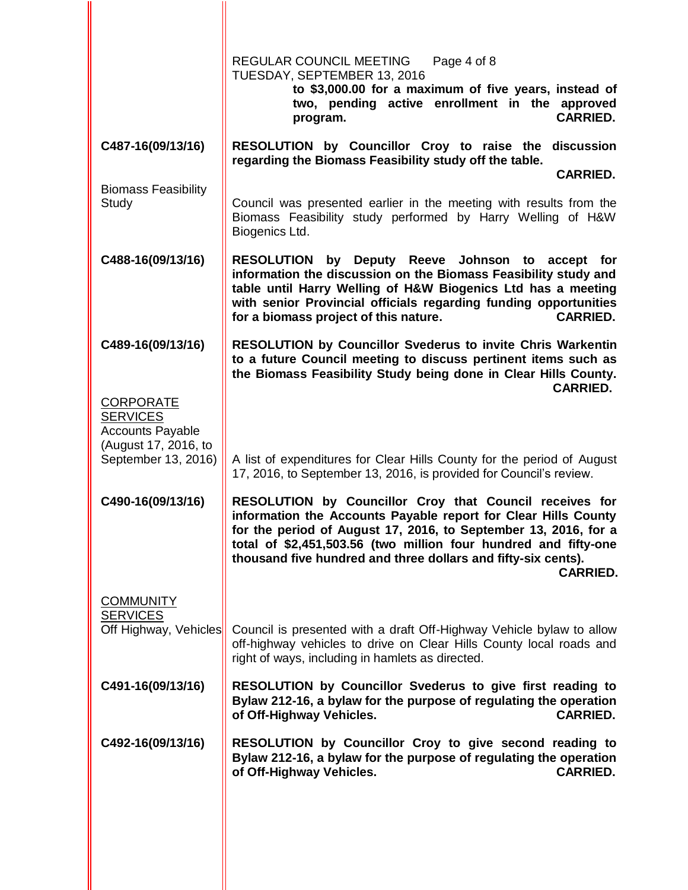to $3,000.00 for a maximum of five years, instead of two, pending active enrollment in the approved program. **CARRIED.**

**C487-16(09/13/16)**

**RESOLUTION by Councillor Croy to raise the discussion regarding the Biomass Feasibility study off the table. CARRIED.**

Biomass Feasibility Study

Council was presented earlier in the meeting with results from the Biomass Feasibility study performed by Harry Welling of H&W Biogenics Ltd.

**C488-16(09/13/16)**

**RESOLUTION by Deputy Reeve Johnson to accept for information the discussion on the Biomass Feasibility study and table until Harry Welling of H&W Biogenics Ltd has a meeting with senior Provincial officials regarding funding opportunities for a biomass project of this nature. CARRIED.**

**C489-16(09/13/16)**

**RESOLUTION by Councillor Svederus to invite Chris Warkentin to a future Council meeting to discuss pertinent items such as the Biomass Feasibility Study being done in Clear Hills County. CARRIED.**

CORPORATE SERVICES

Accounts Payable (August 17, 2016, to September 13, 2016)

A list of expenditures for Clear Hills County for the period of August 17, 2016, to September 13, 2016, is provided for Council's review.

**C490-16(09/13/16)**

**RESOLUTION by Councillor Croy that Council receives for information the Accounts Payable report for Clear Hills County for the period of August 17, 2016, to September 13, 2016, for a total of $2,451,503.56 (two million four hundred and fifty-one thousand five hundred and three dollars and fifty-six cents). CARRIED.**

COMMUNITY SERVICES

Off Highway, Vehicles

Council is presented with a draft Off-Highway Vehicle bylaw to allow off-highway vehicles to drive on Clear Hills County local roads and right of ways, including in hamlets as directed.

**C491-16(09/13/16)**

**RESOLUTION by Councillor Svederus to give first reading to Bylaw 212-16, a bylaw for the purpose of regulating the operation of Off-Highway Vehicles. CARRIED.**

**C492-16(09/13/16)**

**RESOLUTION by Councillor Croy to give second reading to Bylaw 212-16, a bylaw for the purpose of regulating the operation of Off-Highway Vehicles. CARRIED.**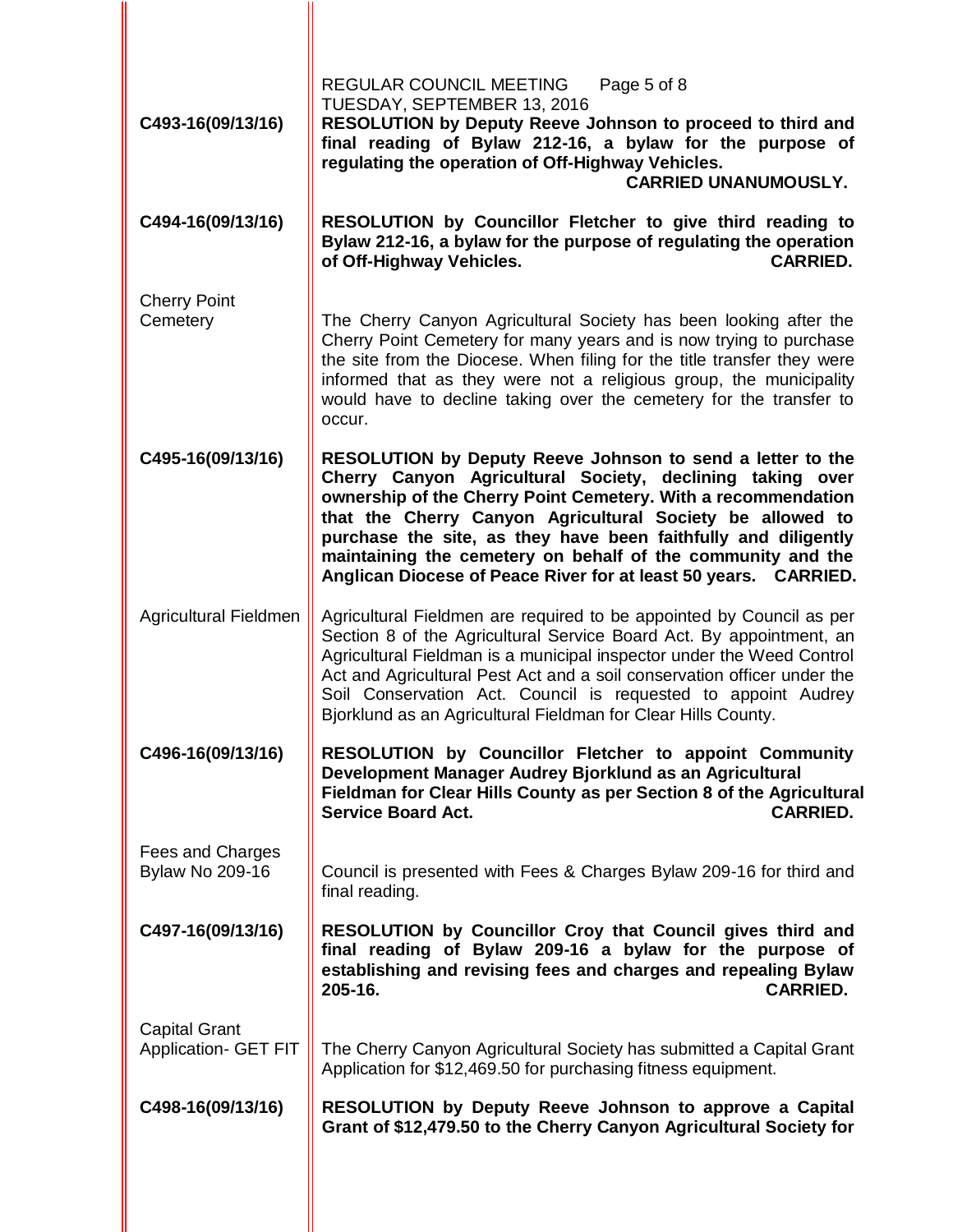**C493-16(09/13/16)** **RESOLUTION by Deputy Reeve Johnson to proceed to third and final reading of Bylaw 212-16, a bylaw for the purpose of regulating the operation of Off-Highway Vehicles. CARRIED UNANUMOUSLY.**

**C494-16(09/13/16)** **RESOLUTION by Councillor Fletcher to give third reading to Bylaw 212-16, a bylaw for the purpose of regulating the operation of Off-Highway Vehicles. CARRIED.**

Cherry Point Cemetery

The Cherry Canyon Agricultural Society has been looking after the Cherry Point Cemetery for many years and is now trying to purchase the site from the Diocese. When filing for the title transfer they were informed that as they were not a religious group, the municipality would have to decline taking over the cemetery for the transfer to occur.

**C495-16(09/13/16)** **RESOLUTION by Deputy Reeve Johnson to send a letter to the Cherry Canyon Agricultural Society, declining taking over ownership of the Cherry Point Cemetery. With a recommendation that the Cherry Canyon Agricultural Society be allowed to purchase the site, as they have been faithfully and diligently maintaining the cemetery on behalf of the community and the Anglican Diocese of Peace River for at least 50 years. CARRIED.**

Agricultural Fieldmen

Agricultural Fieldmen are required to be appointed by Council as per Section 8 of the Agricultural Service Board Act. By appointment, an Agricultural Fieldman is a municipal inspector under the Weed Control Act and Agricultural Pest Act and a soil conservation officer under the Soil Conservation Act. Council is requested to appoint Audrey Bjorklund as an Agricultural Fieldman for Clear Hills County.

**C496-16(09/13/16)** **RESOLUTION by Councillor Fletcher to appoint Community Development Manager Audrey Bjorklund as an Agricultural Fieldman for Clear Hills County as per Section 8 of the Agricultural Service Board Act. CARRIED.**

Fees and Charges Bylaw No 209-16

Council is presented with Fees & Charges Bylaw 209-16 for third and final reading.

**C497-16(09/13/16)** **RESOLUTION by Councillor Croy that Council gives third and final reading of Bylaw 209-16 a bylaw for the purpose of establishing and revising fees and charges and repealing Bylaw 205-16. CARRIED.**

Capital Grant Application- GET FIT

The Cherry Canyon Agricultural Society has submitted a Capital Grant Application for $12,469.50 for purchasing fitness equipment.

**C498-16(09/13/16)** **RESOLUTION by Deputy Reeve Johnson to approve a Capital Grant of $12,479.50 to the Cherry Canyon Agricultural Society for**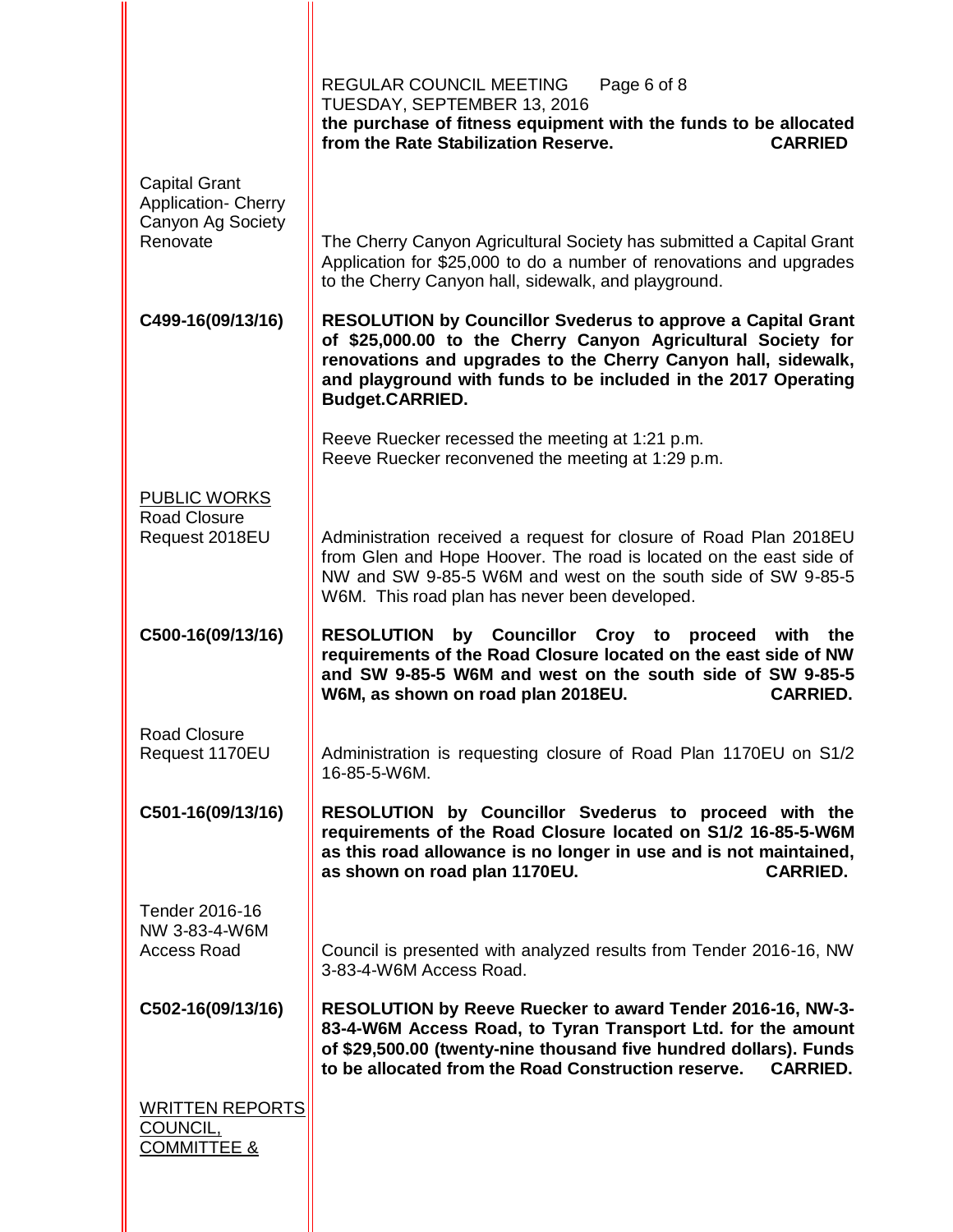**the purchase of fitness equipment with the funds to be allocated from the Rate Stabilization Reserve. CARRIED**

Capital Grant Application- Cherry Canyon Ag Society Renovate

The Cherry Canyon Agricultural Society has submitted a Capital Grant Application for $25,000 to do a number of renovations and upgrades to the Cherry Canyon hall, sidewalk, and playground.

**C499-16(09/13/16)**

**RESOLUTION by Councillor Svederus to approve a Capital Grant of $25,000.00 to the Cherry Canyon Agricultural Society for renovations and upgrades to the Cherry Canyon hall, sidewalk, and playground with funds to be included in the 2017 Operating Budget.CARRIED.**

Reeve Ruecker recessed the meeting at 1:21 p.m.
Reeve Ruecker reconvened the meeting at 1:29 p.m.

## PUBLIC WORKS

Road Closure Request 2018EU

Administration received a request for closure of Road Plan 2018EU from Glen and Hope Hoover. The road is located on the east side of NW and SW 9-85-5 W6M and west on the south side of SW 9-85-5 W6M. This road plan has never been developed.

**C500-16(09/13/16)**

**RESOLUTION by Councillor Croy to proceed with the requirements of the Road Closure located on the east side of NW and SW 9-85-5 W6M and west on the south side of SW 9-85-5 W6M, as shown on road plan 2018EU. CARRIED.**

Road Closure Request 1170EU

Administration is requesting closure of Road Plan 1170EU on S1/2 16-85-5-W6M.

**C501-16(09/13/16)**

**RESOLUTION by Councillor Svederus to proceed with the requirements of the Road Closure located on S1/2 16-85-5-W6M as this road allowance is no longer in use and is not maintained, as shown on road plan 1170EU. CARRIED.**

Tender 2016-16 NW 3-83-4-W6M Access Road

Council is presented with analyzed results from Tender 2016-16, NW 3-83-4-W6M Access Road.

**C502-16(09/13/16)**

**RESOLUTION by Reeve Ruecker to award Tender 2016-16, NW-3-83-4-W6M Access Road, to Tyran Transport Ltd. for the amount of $29,500.00 (twenty-nine thousand five hundred dollars). Funds to be allocated from the Road Construction reserve. CARRIED.**

## WRITTEN REPORTS COUNCIL, COMMITTEE &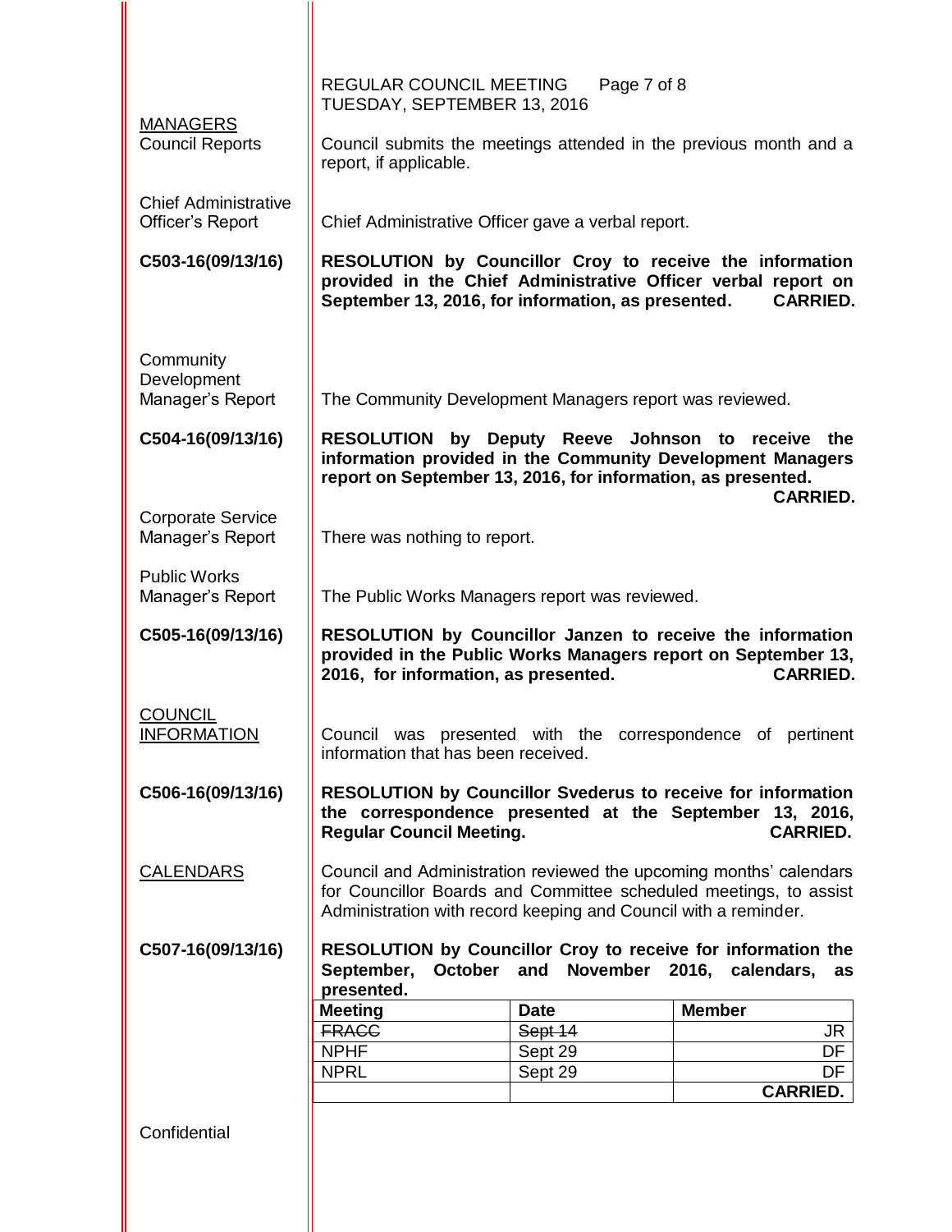**MANAGERS**

**Council Reports**

Council submits the meetings attended in the previous month and a report, if applicable.

**Chief Administrative Officer's Report**

Chief Administrative Officer gave a verbal report.

**C503-16(09/13/16)**

**RESOLUTION by Councillor Croy to receive the information provided in the Chief Administrative Officer verbal report on September 13, 2016, for information, as presented. CARRIED.**

**Community Development Manager's Report**

The Community Development Managers report was reviewed.

**C504-16(09/13/16)**

**RESOLUTION by Deputy Reeve Johnson to receive the information provided in the Community Development Managers report on September 13, 2016, for information, as presented. CARRIED.**

**Corporate Service Manager's Report**

There was nothing to report.

**Public Works Manager's Report**

The Public Works Managers report was reviewed.

**C505-16(09/13/16)**

**RESOLUTION by Councillor Janzen to receive the information provided in the Public Works Managers report on September 13, 2016, for information, as presented. CARRIED.**

**COUNCIL INFORMATION**

Council was presented with the correspondence of pertinent information that has been received.

**C506-16(09/13/16)**

**RESOLUTION by Councillor Svederus to receive for information the correspondence presented at the September 13, 2016, Regular Council Meeting. CARRIED.**

**CALENDARS**

Council and Administration reviewed the upcoming months' calendars for Councillor Boards and Committee scheduled meetings, to assist Administration with record keeping and Council with a reminder.

**C507-16(09/13/16)**

**RESOLUTION by Councillor Croy to receive for information the September, October and November 2016, calendars, as presented.**

| Meeting | Date | Member |
|---|---|---|
| ~~FRACC~~ | ~~Sept 14~~ | JR |
| NPHF | Sept 29 | DF |
| NPRL | Sept 29 | DF |
| | | **CARRIED.** |

Confidential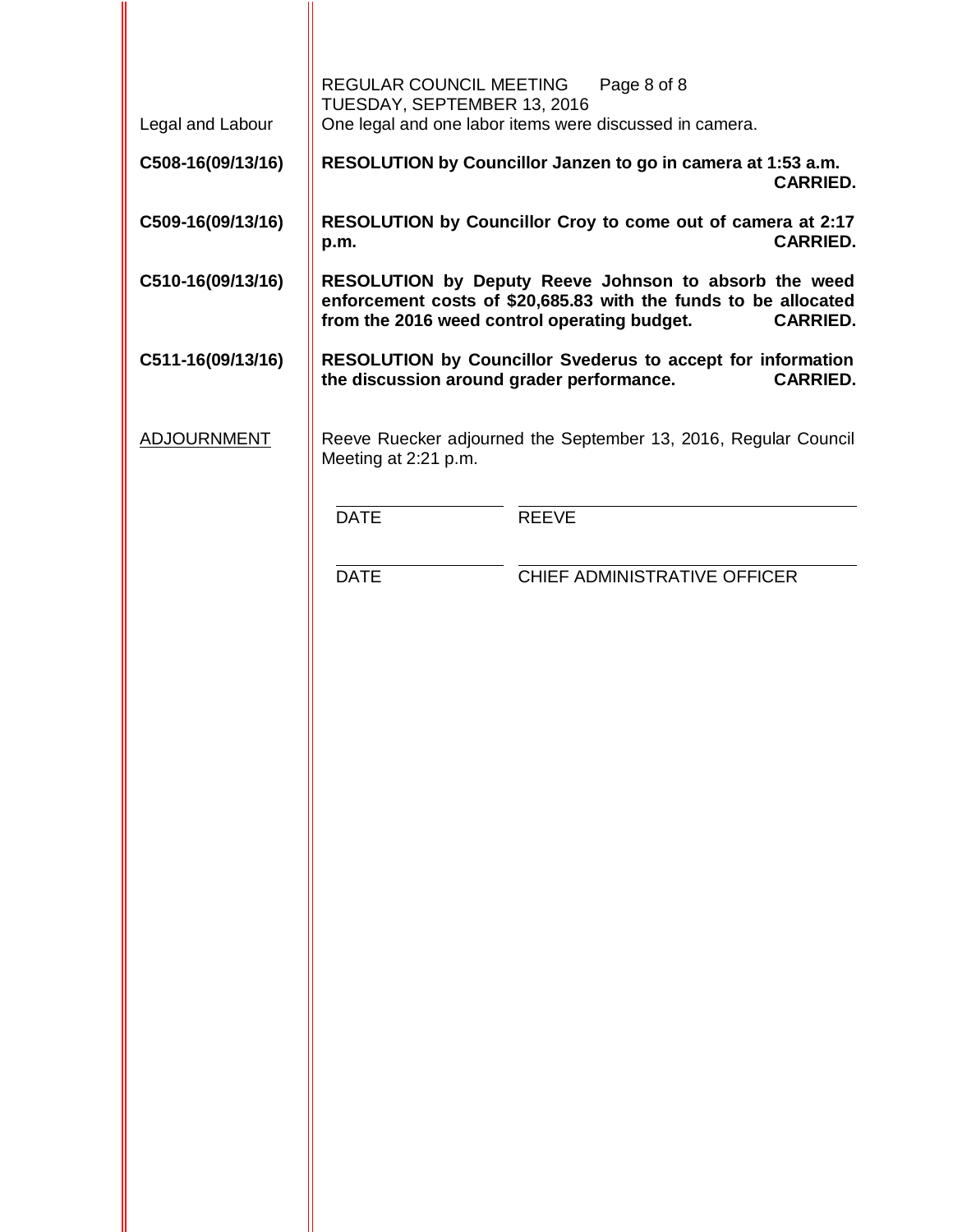| | |
|---|---|
| Legal and Labour | One legal and one labor items were discussed in camera. |
| **C508-16(09/13/16)** | **RESOLUTION by Councillor Janzen to go in camera at 1:53 a.m. CARRIED.** |
| **C509-16(09/13/16)** | **RESOLUTION by Councillor Croy to come out of camera at 2:17 p.m. CARRIED.** |
| **C510-16(09/13/16)** | **RESOLUTION by Deputy Reeve Johnson to absorb the weed enforcement costs of $20,685.83 with the funds to be allocated from the 2016 weed control operating budget. CARRIED.** |
| **C511-16(09/13/16)** | **RESOLUTION by Councillor Svederus to accept for information the discussion around grader performance. CARRIED.** |
| ADJOURNMENT | Reeve Ruecker adjourned the September 13, 2016, Regular Council Meeting at 2:21 p.m. |

DATE REEVE

DATE CHIEF ADMINISTRATIVE OFFICER